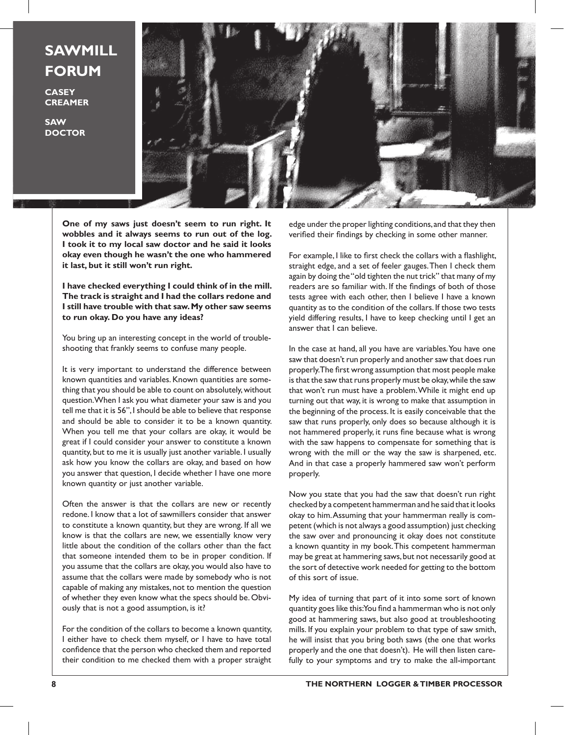# SAWMILL FORUM

**CASEY CREAMER**

**SAW DOCTOR**

**One of my saws just doesn't seem to run right. It wobbles and it always seems to run out of the log. I took it to my local saw doctor and he said it looks okay even though he wasn't the one who hammered it last, but it still won't run right.**

**I have checked everything I could think of in the mill. The track is straight and I had the collars redone and I still have trouble with that saw. My other saw seems to run okay. Do you have any ideas?**

You bring up an interesting concept in the world of troubleshooting that frankly seems to confuse many people.

It is very important to understand the difference between known quantities and variables. Known quantities are something that you should be able to count on absolutely, without question. When I ask you what diameter your saw is and you tell me that it is 56", I should be able to believe that response and should be able to consider it to be a known quantity. When you tell me that your collars are okay, it would be great if I could consider your answer to constitute a known quantity, but to me it is usually just another variable. I usually ask how you know the collars are okay, and based on how you answer that question, I decide whether I have one more known quantity or just another variable.

Often the answer is that the collars are new or recently redone. I know that a lot of sawmillers consider that answer to constitute a known quantity, but they are wrong. If all we know is that the collars are new, we essentially know very little about the condition of the collars other than the fact that someone intended them to be in proper condition. If you assume that the collars are okay, you would also have to assume that the collars were made by somebody who is not capable of making any mistakes, not to mention the question of whether they even know what the specs should be. Obviously that is not a good assumption, is it?

For the condition of the collars to become a known quantity, I either have to check them myself, or I have to have total confidence that the person who checked them and reported their condition to me checked them with a proper straight edge under the proper lighting conditions, and that they then verified their findings by checking in some other manner.

For example, I like to first check the collars with a flashlight, straight edge, and a set of feeler gauges. Then I check them again by doing the "old tighten the nut trick" that many of my readers are so familiar with. If the findings of both of those tests agree with each other, then I believe I have a known quantity as to the condition of the collars. If those two tests yield differing results, I have to keep checking until I get an answer that I can believe.

In the case at hand, all you have are variables. You have one saw that doesn't run properly and another saw that does run properly. The first wrong assumption that most people make is that the saw that runs properly must be okay, while the saw that won't run must have a problem. While it might end up turning out that way, it is wrong to make that assumption in the beginning of the process. It is easily conceivable that the saw that runs properly, only does so because although it is not hammered properly, it runs fine because what is wrong with the saw happens to compensate for something that is wrong with the mill or the way the saw is sharpened, etc. And in that case a properly hammered saw won't perform properly.

Now you state that you had the saw that doesn't run right checked by a competent hammerman and he said that it looks okay to him. Assuming that your hammerman really is competent (which is not always a good assumption) just checking the saw over and pronouncing it okay does not constitute a known quantity in my book. This competent hammerman may be great at hammering saws, but not necessarily good at the sort of detective work needed for getting to the bottom of this sort of issue.

My idea of turning that part of it into some sort of known quantity goes like this: You find a hammerman who is not only good at hammering saws, but also good at troubleshooting mills. If you explain your problem to that type of saw smith, he will insist that you bring both saws (the one that works properly and the one that doesn't). He will then listen carefully to your symptoms and try to make the all-important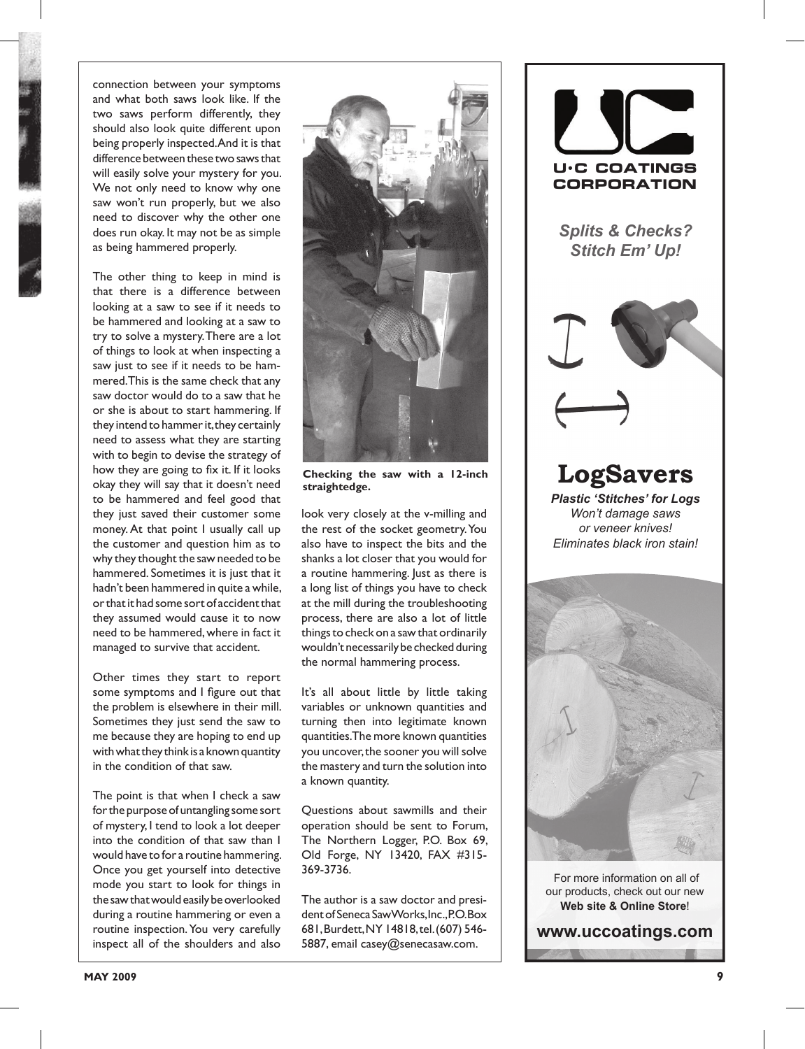connection between your symptoms and what both saws look like. If the two saws perform differently, they should also look quite different upon being properly inspected. And it is that difference between these two saws that will easily solve your mystery for you. We not only need to know why one saw won't run properly, but we also need to discover why the other one does run okay. It may not be as simple as being hammered properly.

The other thing to keep in mind is that there is a difference between looking at a saw to see if it needs to be hammered and looking at a saw to try to solve a mystery. There are a lot of things to look at when inspecting a saw just to see if it needs to be hammered. This is the same check that any saw doctor would do to a saw that he or she is about to start hammering. If they intend to hammer it, they certainly need to assess what they are starting with to begin to devise the strategy of how they are going to fix it. If it looks okay they will say that it doesn't need to be hammered and feel good that they just saved their customer some money. At that point I usually call up the customer and question him as to why they thought the saw needed to be hammered. Sometimes it is just that it hadn't been hammered in quite a while, or that it had some sort of accident that they assumed would cause it to now need to be hammered, where in fact it managed to survive that accident.

Other times they start to report some symptoms and I figure out that the problem is elsewhere in their mill. Sometimes they just send the saw to me because they are hoping to end up with what they think is a known quantity in the condition of that saw.

The point is that when I check a saw for the purpose of untangling some sort of mystery, I tend to look a lot deeper into the condition of that saw than I would have to for a routine hammering. Once you get yourself into detective mode you start to look for things in the saw that would easily be overlooked during a routine hammering or even a routine inspection. You very carefully inspect all of the shoulders and also look very closely at the v-milling and the rest of the socket geometry. You also have to inspect the bits and the shanks a lot closer that you would for a routine hammering. Just as there is a long list of things you have to check at the mill during the troubleshooting process, there are also a lot of little things to check on a saw that ordinarily wouldn't necessarily be checked during the normal hammering process.

**Checking the saw with a 12-inch straightedge.**

It's all about little by little taking variables or unknown quantities and turning then into legitimate known quantities. The more known quantities you uncover, the sooner you will solve the mastery and turn the solution into a known quantity.

Questions about sawmills and their operation should be sent to Forum, The Northern Logger, P.O. Box 69, Old Forge, NY 13420, FAX #315-369-3736.

The author is a saw doctor and president of Seneca SawWorks, Inc., P.O. Box 681, Burdett, NY 14818, tel. (607) 546-5887, email casey@senecasaw.com.

U·C COATINGS CORPORATION

*Splits & Checks? Stitch Em' Up!*

**LogSavers**

***Plastic 'Stitches' for Logs***

*Won't damage saws or veneer knives!*

*Eliminates black iron stain!*

For more information on all of our products, check out our new **Web site & Online Store**!

**www.uccoatings.com**